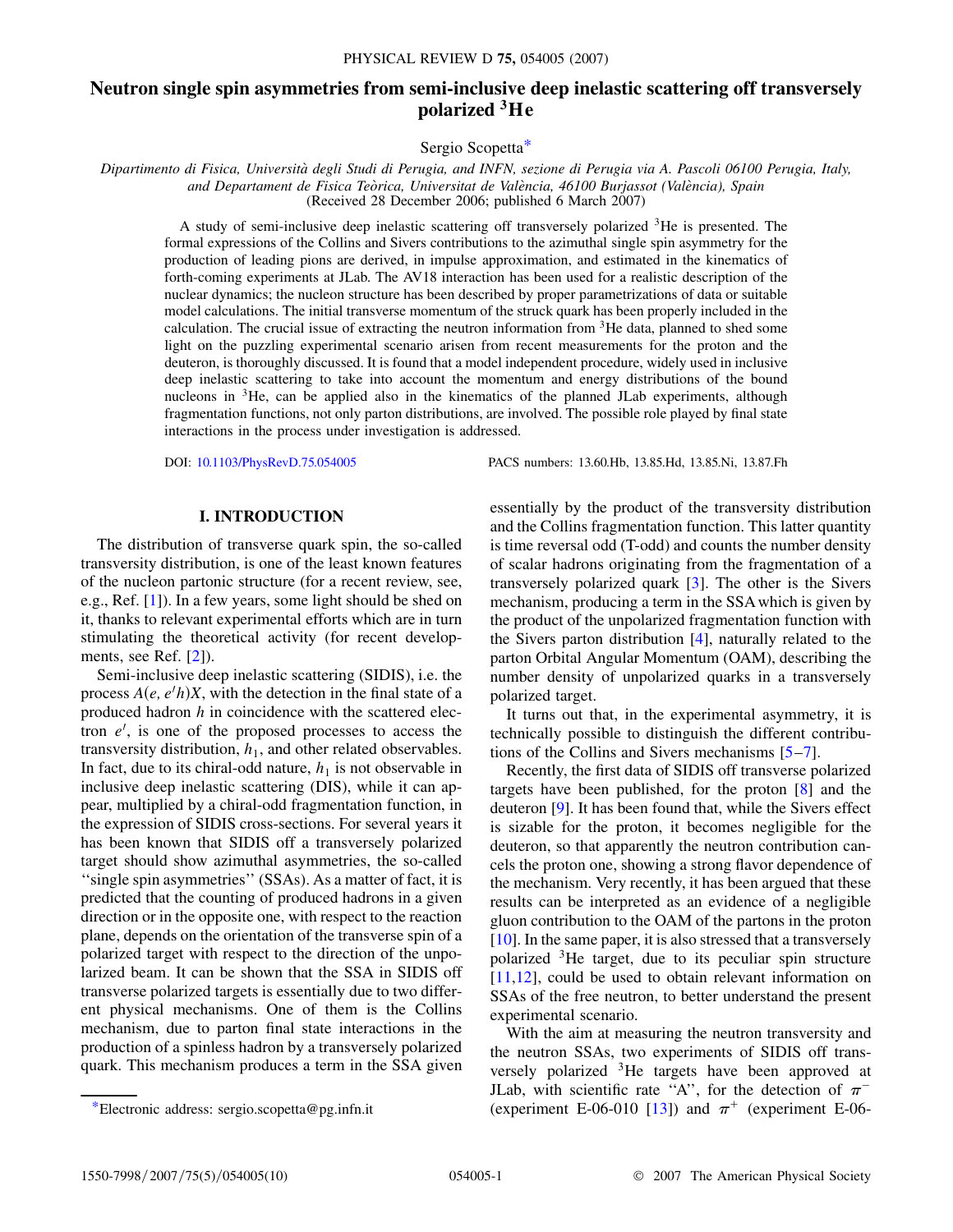# Neutron single spin asymmetries from semi-inclusive deep inelastic scattering off transversely polarized $^3$He

Sergio Scopetta*

*Dipartimento di Fisica, Università degli Studi di Perugia, and INFN, sezione di Perugia via A. Pascoli 06100 Perugia, Italy, and Departament de Fisica Teòrica, Universitat de València, 46100 Burjassot (València), Spain*

(Received 28 December 2006; published 6 March 2007)

A study of semi-inclusive deep inelastic scattering off transversely polarized $^3$He is presented. The formal expressions of the Collins and Sivers contributions to the azimuthal single spin asymmetry for the production of leading pions are derived, in impulse approximation, and estimated in the kinematics of forth-coming experiments at JLab. The AV18 interaction has been used for a realistic description of the nuclear dynamics; the nucleon structure has been described by proper parametrizations of data or suitable model calculations. The initial transverse momentum of the struck quark has been properly included in the calculation. The crucial issue of extracting the neutron information from $^3$He data, planned to shed some light on the puzzling experimental scenario arisen from recent measurements for the proton and the deuteron, is thoroughly discussed. It is found that a model independent procedure, widely used in inclusive deep inelastic scattering to take into account the momentum and energy distributions of the bound nucleons in $^3$He, can be applied also in the kinematics of the planned JLab experiments, although fragmentation functions, not only parton distributions, are involved. The possible role played by final state interactions in the process under investigation is addressed.

DOI: 10.1103/PhysRevD.75.054005 PACS numbers: 13.60.Hb, 13.85.Hd, 13.85.Ni, 13.87.Fh

## I. INTRODUCTION

The distribution of transverse quark spin, the so-called transversity distribution, is one of the least known features of the nucleon partonic structure (for a recent review, see, e.g., Ref. [1]). In a few years, some light should be shed on it, thanks to relevant experimental efforts which are in turn stimulating the theoretical activity (for recent developments, see Ref. [2]).

Semi-inclusive deep inelastic scattering (SIDIS), i.e. the process $A(e, e'h)X$, with the detection in the final state of a produced hadron $h$ in coincidence with the scattered electron $e'$, is one of the proposed processes to access the transversity distribution, $h_1$, and other related observables. In fact, due to its chiral-odd nature, $h_1$ is not observable in inclusive deep inelastic scattering (DIS), while it can appear, multiplied by a chiral-odd fragmentation function, in the expression of SIDIS cross-sections. For several years it has been known that SIDIS off a transversely polarized target should show azimuthal asymmetries, the so-called "single spin asymmetries" (SSAs). As a matter of fact, it is predicted that the counting of produced hadrons in a given direction or in the opposite one, with respect to the reaction plane, depends on the orientation of the transverse spin of a polarized target with respect to the direction of the unpolarized beam. It can be shown that the SSA in SIDIS off transverse polarized targets is essentially due to two different physical mechanisms. One of them is the Collins mechanism, due to parton final state interactions in the production of a spinless hadron by a transversely polarized quark. This mechanism produces a term in the SSA given essentially by the product of the transversity distribution and the Collins fragmentation function. This latter quantity is time reversal odd (T-odd) and counts the number density of scalar hadrons originating from the fragmentation of a transversely polarized quark [3]. The other is the Sivers mechanism, producing a term in the SSA which is given by the product of the unpolarized fragmentation function with the Sivers parton distribution [4], naturally related to the parton Orbital Angular Momentum (OAM), describing the number density of unpolarized quarks in a transversely polarized target.

It turns out that, in the experimental asymmetry, it is technically possible to distinguish the different contributions of the Collins and Sivers mechanisms [5–7].

Recently, the first data of SIDIS off transverse polarized targets have been published, for the proton [8] and the deuteron [9]. It has been found that, while the Sivers effect is sizable for the proton, it becomes negligible for the deuteron, so that apparently the neutron contribution cancels the proton one, showing a strong flavor dependence of the mechanism. Very recently, it has been argued that these results can be interpreted as an evidence of a negligible gluon contribution to the OAM of the partons in the proton [10]. In the same paper, it is also stressed that a transversely polarized $^3$He target, due to its peculiar spin structure [11,12], could be used to obtain relevant information on SSAs of the free neutron, to better understand the present experimental scenario.

With the aim at measuring the neutron transversity and the neutron SSAs, two experiments of SIDIS off transversely polarized $^3$He targets have been approved at JLab, with scientific rate "A", for the detection of $\pi^-$ (experiment E-06-010 [13]) and $\pi^+$ (experiment E-06-

*Electronic address: sergio.scopetta@pg.infn.it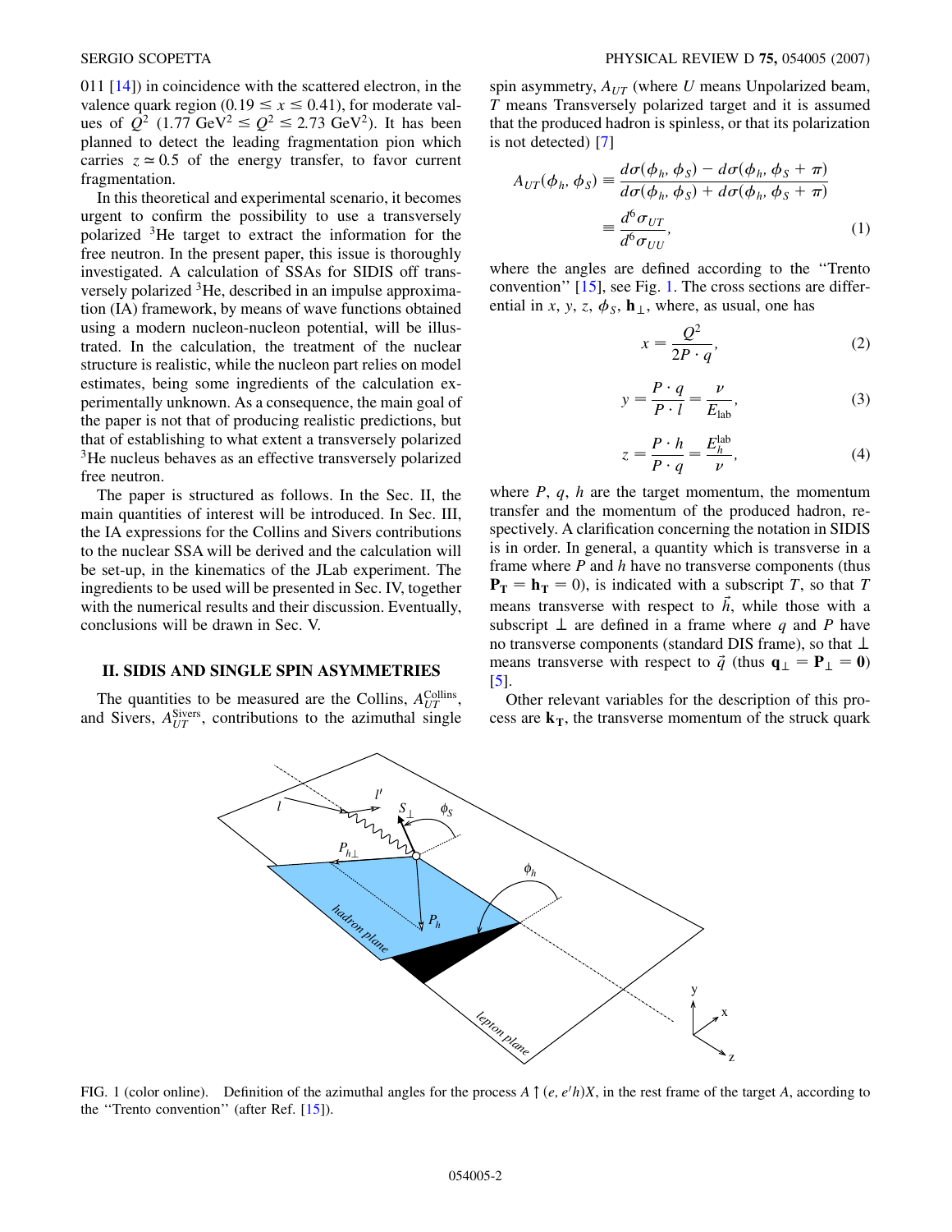011 [14]) in coincidence with the scattered electron, in the valence quark region ($0.19 \leq x \leq 0.41$), for moderate values of $Q^2$ ($1.77\ \text{GeV}^2 \leq Q^2 \leq 2.73\ \text{GeV}^2$). It has been planned to detect the leading fragmentation pion which carries $z \simeq 0.5$ of the energy transfer, to favor current fragmentation.

In this theoretical and experimental scenario, it becomes urgent to confirm the possibility to use a transversely polarized $^3$He target to extract the information for the free neutron. In the present paper, this issue is thoroughly investigated. A calculation of SSAs for SIDIS off transversely polarized $^3$He, described in an impulse approximation (IA) framework, by means of wave functions obtained using a modern nucleon-nucleon potential, will be illustrated. In the calculation, the treatment of the nuclear structure is realistic, while the nucleon part relies on model estimates, being some ingredients of the calculation experimentally unknown. As a consequence, the main goal of the paper is not that of producing realistic predictions, but that of establishing to what extent a transversely polarized $^3$He nucleus behaves as an effective transversely polarized free neutron.

The paper is structured as follows. In the Sec. II, the main quantities of interest will be introduced. In Sec. III, the IA expressions for the Collins and Sivers contributions to the nuclear SSA will be derived and the calculation will be set-up, in the kinematics of the JLab experiment. The ingredients to be used will be presented in Sec. IV, together with the numerical results and their discussion. Eventually, conclusions will be drawn in Sec. V.

## II. SIDIS AND SINGLE SPIN ASYMMETRIES

The quantities to be measured are the Collins, $A_{UT}^{\text{Collins}}$, and Sivers, $A_{UT}^{\text{Sivers}}$, contributions to the azimuthal single spin asymmetry, $A_{UT}$ (where $U$ means Unpolarized beam, $T$ means Transversely polarized target and it is assumed that the produced hadron is spinless, or that its polarization is not detected) [7]

$$A_{UT}(\phi_h, \phi_S) \equiv \frac{d\sigma(\phi_h, \phi_S) - d\sigma(\phi_h, \phi_S + \pi)}{d\sigma(\phi_h, \phi_S) + d\sigma(\phi_h, \phi_S + \pi)} \equiv \frac{d^6\sigma_{UT}}{d^6\sigma_{UU}}, \tag{1}$$

where the angles are defined according to the "Trento convention" [15], see Fig. 1. The cross sections are differential in $x$, $y$, $z$, $\phi_S$, $\mathbf{h}_\perp$, where, as usual, one has

$$x = \frac{Q^2}{2P \cdot q}, \tag{2}$$

$$y = \frac{P \cdot q}{P \cdot l} = \frac{\nu}{E_{\text{lab}}}, \tag{3}$$

$$z = \frac{P \cdot h}{P \cdot q} = \frac{E_h^{\text{lab}}}{\nu}, \tag{4}$$

where $P$, $q$, $h$ are the target momentum, the momentum transfer and the momentum of the produced hadron, respectively. A clarification concerning the notation in SIDIS is in order. In general, a quantity which is transverse in a frame where $P$ and $h$ have no transverse components (thus $\mathbf{P_T} = \mathbf{h_T} = 0$), is indicated with a subscript $T$, so that $T$ means transverse with respect to $\vec{h}$, while those with a subscript $\perp$ are defined in a frame where $q$ and $P$ have no transverse components (standard DIS frame), so that $\perp$ means transverse with respect to $\vec{q}$ (thus $\mathbf{q}_\perp = \mathbf{P}_\perp = \mathbf{0}$) [5].

Other relevant variables for the description of this process are $\mathbf{k_T}$, the transverse momentum of the struck quark

FIG. 1 (color online). Definition of the azimuthal angles for the process $A \uparrow (e, e'h)X$, in the rest frame of the target $A$, according to the "Trento convention" (after Ref. [15]).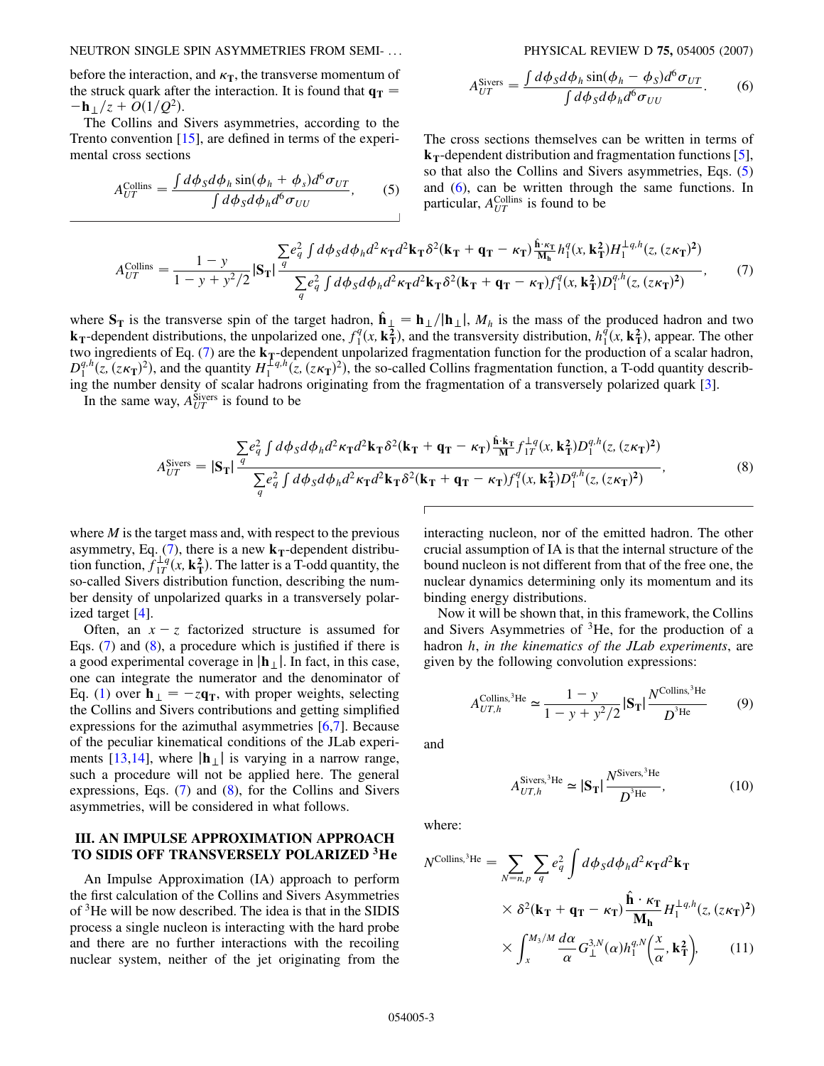before the interaction, and $\kappa_T$, the transverse momentum of the struck quark after the interaction. It is found that $\mathbf{q_T} = -\mathbf{h}_\perp/z + O(1/Q^2)$.

The Collins and Sivers asymmetries, according to the Trento convention [15], are defined in terms of the experimental cross sections

$$A_{UT}^{\text{Collins}} = \frac{\int d\phi_S d\phi_h \sin(\phi_h + \phi_s) d^6\sigma_{UT}}{\int d\phi_S d\phi_h d^6\sigma_{UU}}, \qquad (5)$$

$$A_{UT}^{\text{Sivers}} = \frac{\int d\phi_S d\phi_h \sin(\phi_h - \phi_S) d^6\sigma_{UT}}{\int d\phi_S d\phi_h d^6\sigma_{UU}}. \qquad (6)$$

The cross sections themselves can be written in terms of $\mathbf{k_T}$-dependent distribution and fragmentation functions [5], so that also the Collins and Sivers asymmetries, Eqs. (5) and (6), can be written through the same functions. In particular, $A_{UT}^{\text{Collins}}$ is found to be

$$A_{UT}^{\text{Collins}} = \frac{1-y}{1-y+y^2/2} |\mathbf{S_T}| \frac{\sum_q e_q^2 \int d\phi_S d\phi_h d^2\kappa_\mathbf{T} d^2\mathbf{k_T} \delta^2(\mathbf{k_T} + \mathbf{q_T} - \kappa_\mathbf{T}) \frac{\hat{\mathbf{h}}\cdot\kappa_\mathbf{T}}{\mathbf{M_h}} h_1^q(x, \mathbf{k_T^2}) H_1^{\perp q,h}(z, (z\kappa_\mathbf{T})^2)}{\sum_q e_q^2 \int d\phi_S d\phi_h d^2\kappa_\mathbf{T} d^2\mathbf{k_T} \delta^2(\mathbf{k_T} + \mathbf{q_T} - \kappa_\mathbf{T}) f_1^q(x, \mathbf{k_T^2}) D_1^{q,h}(z, (z\kappa_\mathbf{T})^2)}, \qquad (7)$$

where $\mathbf{S_T}$ is the transverse spin of the target hadron, $\hat{\mathbf{h}}_\perp = \mathbf{h}_\perp/|\mathbf{h}_\perp|$, $M_h$ is the mass of the produced hadron and two $\mathbf{k_T}$-dependent distributions, the unpolarized one, $f_1^q(x, \mathbf{k_T^2})$, and the transversity distribution, $h_1^q(x, \mathbf{k_T^2})$, appear. The other two ingredients of Eq. (7) are the $\mathbf{k_T}$-dependent unpolarized fragmentation function for the production of a scalar hadron, $D_1^{q,h}(z, (z\kappa_\mathbf{T})^2)$, and the quantity $H_1^{\perp q,h}(z, (z\kappa_\mathbf{T})^2)$, the so-called Collins fragmentation function, a T-odd quantity describing the number density of scalar hadrons originating from the fragmentation of a transversely polarized quark [3].

In the same way, $A_{UT}^{\text{Sivers}}$ is found to be

$$A_{UT}^{\text{Sivers}} = |\mathbf{S_T}| \frac{\sum_q e_q^2 \int d\phi_S d\phi_h d^2\kappa_\mathbf{T} d^2\mathbf{k_T} \delta^2(\mathbf{k_T} + \mathbf{q_T} - \kappa_\mathbf{T}) \frac{\hat{\mathbf{h}}\cdot\mathbf{k_T}}{\mathbf{M}} f_{1T}^{\perp q}(x, \mathbf{k_T^2}) D_1^{q,h}(z, (z\kappa_\mathbf{T})^2)}{\sum_q e_q^2 \int d\phi_S d\phi_h d^2\kappa_\mathbf{T} d^2\mathbf{k_T} \delta^2(\mathbf{k_T} + \mathbf{q_T} - \kappa_\mathbf{T}) f_1^q(x, \mathbf{k_T^2}) D_1^{q,h}(z, (z\kappa_\mathbf{T})^2)}, \qquad (8)$$

where $M$ is the target mass and, with respect to the previous asymmetry, Eq. (7), there is a new $\mathbf{k_T}$-dependent distribution function, $f_{1T}^{\perp q}(x, \mathbf{k_T^2})$. The latter is a T-odd quantity, the so-called Sivers distribution function, describing the number density of unpolarized quarks in a transversely polarized target [4].

Often, an $x - z$ factorized structure is assumed for Eqs. (7) and (8), a procedure which is justified if there is a good experimental coverage in $|\mathbf{h}_\perp|$. In fact, in this case, one can integrate the numerator and the denominator of Eq. (1) over $\mathbf{h}_\perp = -z\mathbf{q_T}$, with proper weights, selecting the Collins and Sivers contributions and getting simplified expressions for the azimuthal asymmetries [6,7]. Because of the peculiar kinematical conditions of the JLab experiments [13,14], where $|\mathbf{h}_\perp|$ is varying in a narrow range, such a procedure will not be applied here. The general expressions, Eqs. (7) and (8), for the Collins and Sivers asymmetries, will be considered in what follows.

## III. AN IMPULSE APPROXIMATION APPROACH TO SIDIS OFF TRANSVERSELY POLARIZED $^3$He

An Impulse Approximation (IA) approach to perform the first calculation of the Collins and Sivers Asymmetries of $^3$He will be now described. The idea is that in the SIDIS process a single nucleon is interacting with the hard probe and there are no further interactions with the recoiling nuclear system, neither of the jet originating from the interacting nucleon, nor of the emitted hadron. The other crucial assumption of IA is that the internal structure of the bound nucleon is not different from that of the free one, the nuclear dynamics determining only its momentum and its binding energy distributions.

Now it will be shown that, in this framework, the Collins and Sivers Asymmetries of $^3$He, for the production of a hadron $h$, *in the kinematics of the JLab experiments*, are given by the following convolution expressions:

$$A_{UT,h}^{\text{Collins},^3\text{He}} \simeq \frac{1-y}{1-y+y^2/2} |\mathbf{S_T}| \frac{N^{\text{Collins},^3\text{He}}}{D^{^3\text{He}}} \qquad (9)$$

and

$$A_{UT,h}^{\text{Sivers},^3\text{He}} \simeq |\mathbf{S_T}| \frac{N^{\text{Sivers},^3\text{He}}}{D^{^3\text{He}}}, \qquad (10)$$

where:

$$N^{\text{Collins},^3\text{He}} = \sum_{N=n,p} \sum_q e_q^2 \int d\phi_S d\phi_h d^2\kappa_\mathbf{T} d^2\mathbf{k_T} \times \delta^2(\mathbf{k_T} + \mathbf{q_T} - \kappa_\mathbf{T}) \frac{\hat{\mathbf{h}}\cdot\kappa_\mathbf{T}}{\mathbf{M_h}} H_1^{\perp q,h}(z, (z\kappa_\mathbf{T})^2) \times \int_x^{M_3/M} \frac{d\alpha}{\alpha} G_\perp^{3,N}(\alpha) h_1^{q,N}\left(\frac{x}{\alpha}, \mathbf{k_T^2}\right), \qquad (11)$$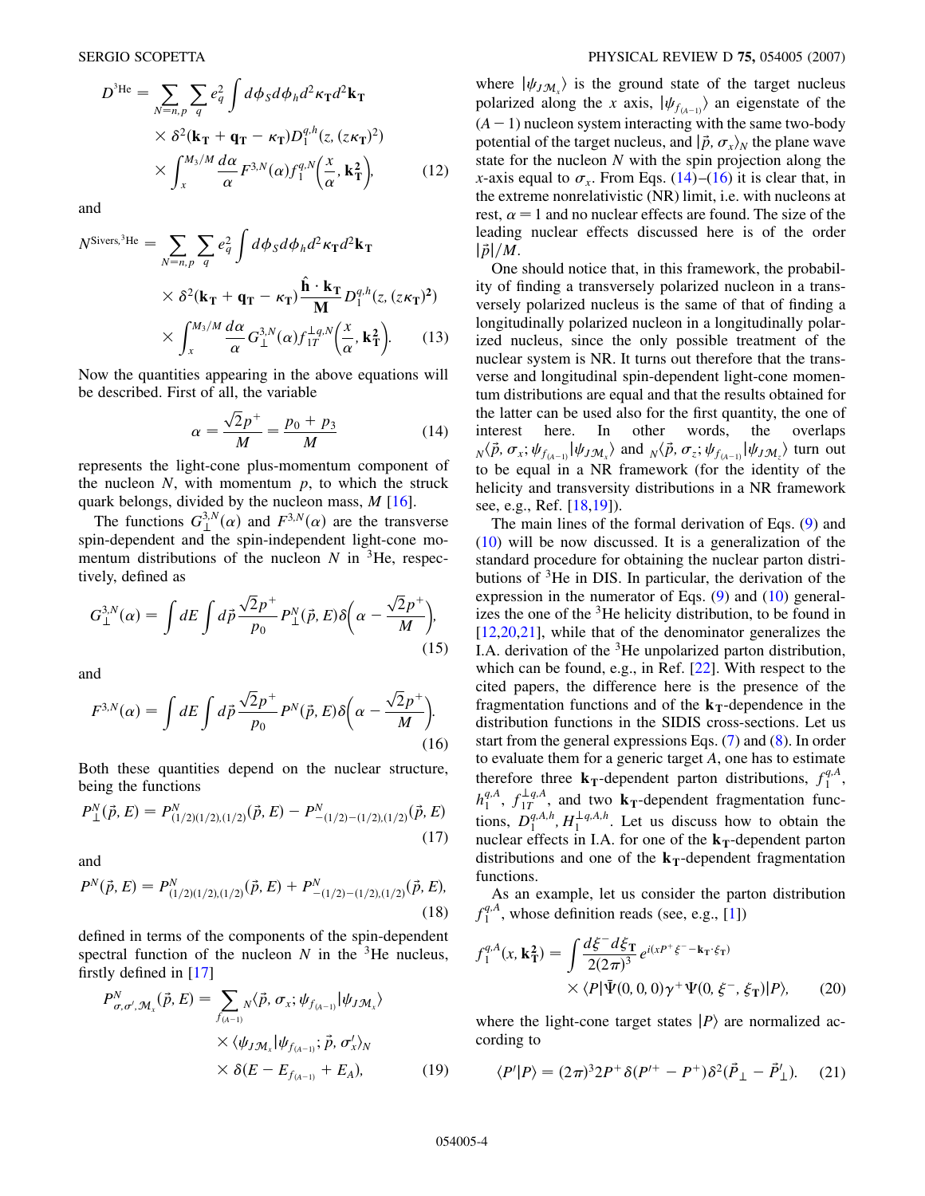$$D^{^3\text{He}} = \sum_{N=n,p} \sum_q e_q^2 \int d\phi_S d\phi_h d^2\boldsymbol{\kappa}_\mathbf{T} d^2\mathbf{k}_\mathbf{T} \times \delta^2(\mathbf{k}_\mathbf{T} + \mathbf{q}_\mathbf{T} - \boldsymbol{\kappa}_\mathbf{T}) D_1^{q,h}(z, (z\boldsymbol{\kappa}_\mathbf{T})^2) \times \int_x^{M_3/M} \frac{d\alpha}{\alpha} F^{3,N}(\alpha) f_1^{q,N}\left(\frac{x}{\alpha}, \mathbf{k}_\mathbf{T}^2\right), \tag{12}$$

and

$$N^{\text{Sivers},^3\text{He}} = \sum_{N=n,p} \sum_q e_q^2 \int d\phi_S d\phi_h d^2\boldsymbol{\kappa}_\mathbf{T} d^2\mathbf{k}_\mathbf{T} \times \delta^2(\mathbf{k}_\mathbf{T} + \mathbf{q}_\mathbf{T} - \boldsymbol{\kappa}_\mathbf{T}) \frac{\hat{\mathbf{h}} \cdot \mathbf{k}_\mathbf{T}}{\mathbf{M}} D_1^{q,h}(z, (z\boldsymbol{\kappa}_\mathbf{T})^2) \times \int_x^{M_3/M} \frac{d\alpha}{\alpha} G_\perp^{3,N}(\alpha) f_{1T}^{\perp q,N}\left(\frac{x}{\alpha}, \mathbf{k}_\mathbf{T}^2\right). \tag{13}$$

Now the quantities appearing in the above equations will be described. First of all, the variable

$$\alpha = \frac{\sqrt{2}p^+}{M} = \frac{p_0 + p_3}{M} \tag{14}$$

represents the light-cone plus-momentum component of the nucleon $N$, with momentum $p$, to which the struck quark belongs, divided by the nucleon mass, $M$ [16].

The functions $G_\perp^{3,N}(\alpha)$ and $F^{3,N}(\alpha)$ are the transverse spin-dependent and the spin-independent light-cone momentum distributions of the nucleon $N$ in $^3$He, respectively, defined as

$$G_\perp^{3,N}(\alpha) = \int dE \int d\vec{p} \frac{\sqrt{2}p^+}{p_0} P_\perp^N(\vec{p}, E) \delta\left(\alpha - \frac{\sqrt{2}p^+}{M}\right), \tag{15}$$

and

$$F^{3,N}(\alpha) = \int dE \int d\vec{p} \frac{\sqrt{2}p^+}{p_0} P^N(\vec{p}, E) \delta\left(\alpha - \frac{\sqrt{2}p^+}{M}\right). \tag{16}$$

Both these quantities depend on the nuclear structure, being the functions

$$P_\perp^N(\vec{p}, E) = P^N_{(1/2)(1/2),(1/2)}(\vec{p}, E) - P^N_{-(1/2)-(1/2),(1/2)}(\vec{p}, E) \tag{17}$$

and

$$P^N(\vec{p}, E) = P^N_{(1/2)(1/2),(1/2)}(\vec{p}, E) + P^N_{-(1/2)-(1/2),(1/2)}(\vec{p}, E), \tag{18}$$

defined in terms of the components of the spin-dependent spectral function of the nucleon $N$ in the $^3$He nucleus, firstly defined in [17]

$$P^N_{\sigma,\sigma',\mathcal{M}_x}(\vec{p}, E) = \sum_{f_{(A-1)}} {}_N\langle \vec{p}, \sigma_x; \psi_{f_{(A-1)}} | \psi_{J\mathcal{M}_x} \rangle \times \langle \psi_{J\mathcal{M}_x} | \psi_{f_{(A-1)}}; \vec{p}, \sigma'_x \rangle_N \times \delta(E - E_{f_{(A-1)}} + E_A), \tag{19}$$

where $|\psi_{J\mathcal{M}_x}\rangle$ is the ground state of the target nucleus polarized along the $x$ axis, $|\psi_{f_{(A-1)}}\rangle$ an eigenstate of the $(A-1)$ nucleon system interacting with the same two-body potential of the target nucleus, and $|\vec{p}, \sigma_x\rangle_N$ the plane wave state for the nucleon $N$ with the spin projection along the $x$-axis equal to $\sigma_x$. From Eqs. (14)–(16) it is clear that, in the extreme nonrelativistic (NR) limit, i.e. with nucleons at rest, $\alpha = 1$ and no nuclear effects are found. The size of the leading nuclear effects discussed here is of the order $|\vec{p}|/M$.

One should notice that, in this framework, the probability of finding a transversely polarized nucleon in a transversely polarized nucleus is the same of that of finding a longitudinally polarized nucleon in a longitudinally polarized nucleus, since the only possible treatment of the nuclear system is NR. It turns out therefore that the transverse and longitudinal spin-dependent light-cone momentum distributions are equal and that the results obtained for the latter can be used also for the first quantity, the one of interest here. In other words, the overlaps ${}_N\langle \vec{p}, \sigma_x; \psi_{f_{(A-1)}} | \psi_{J\mathcal{M}_x}\rangle$ and ${}_N\langle \vec{p}, \sigma_z; \psi_{f_{(A-1)}} | \psi_{J\mathcal{M}_z}\rangle$ turn out to be equal in a NR framework (for the identity of the helicity and transversity distributions in a NR framework see, e.g., Ref. [18,19]).

The main lines of the formal derivation of Eqs. (9) and (10) will be now discussed. It is a generalization of the standard procedure for obtaining the nuclear parton distributions of $^3$He in DIS. In particular, the derivation of the expression in the numerator of Eqs. (9) and (10) generalizes the one of the $^3$He helicity distribution, to be found in [12,20,21], while that of the denominator generalizes the I.A. derivation of the $^3$He unpolarized parton distribution, which can be found, e.g., in Ref. [22]. With respect to the cited papers, the difference here is the presence of the fragmentation functions and of the $\mathbf{k}_\mathbf{T}$-dependence in the distribution functions in the SIDIS cross-sections. Let us start from the general expressions Eqs. (7) and (8). In order to evaluate them for a generic target $A$, one has to estimate therefore three $\mathbf{k}_\mathbf{T}$-dependent parton distributions, $f_1^{q,A}$, $h_1^{q,A}$, $f_{1T}^{\perp q,A}$, and two $\mathbf{k}_\mathbf{T}$-dependent fragmentation functions, $D_1^{q,A,h}$, $H_1^{\perp q,A,h}$. Let us discuss how to obtain the nuclear effects in I.A. for one of the $\mathbf{k}_\mathbf{T}$-dependent parton distributions and one of the $\mathbf{k}_\mathbf{T}$-dependent fragmentation functions.

As an example, let us consider the parton distribution $f_1^{q,A}$, whose definition reads (see, e.g., [1])

$$f_1^{q,A}(x, \mathbf{k}_\mathbf{T}^2) = \int \frac{d\xi^- d\xi_\mathbf{T}}{2(2\pi)^3} e^{i(xP^+\xi^- - \mathbf{k}_\mathbf{T}\cdot\xi_\mathbf{T})} \times \langle P | \bar{\Psi}(0,0,0)\gamma^+ \Psi(0, \xi^-, \xi_\mathbf{T}) | P \rangle, \tag{20}$$

where the light-cone target states $|P\rangle$ are normalized according to

$$\langle P' | P \rangle = (2\pi)^3 2P^+ \delta(P'^+ - P^+) \delta^2(\vec{P}_\perp - \vec{P}'_\perp). \tag{21}$$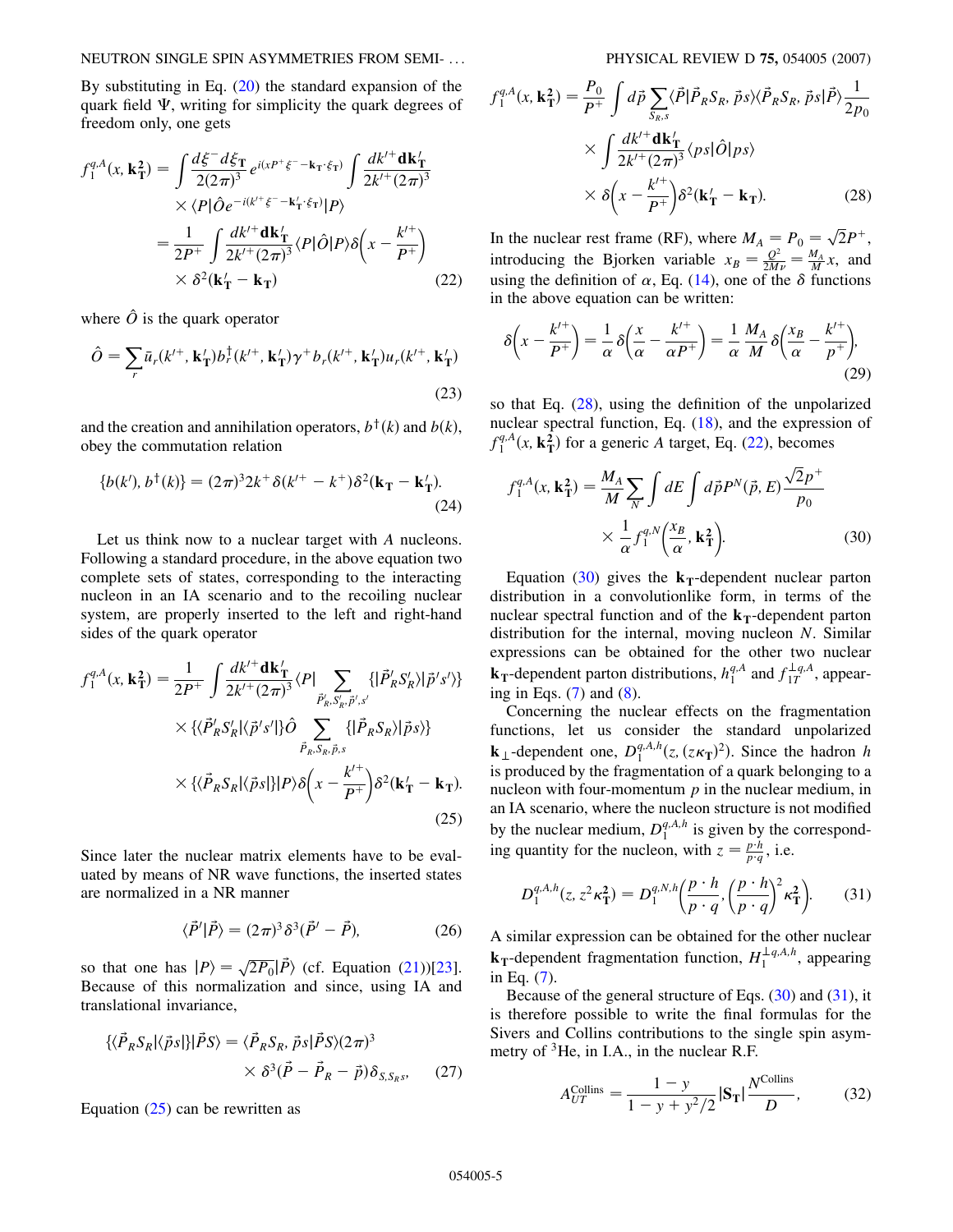By substituting in Eq. (20) the standard expansion of the quark field $\Psi$, writing for simplicity the quark degrees of freedom only, one gets

$$
\begin{aligned}
f_1^{q,A}(x, \mathbf{k}_\mathbf{T}^2) &= \int \frac{d\xi^- d\xi_\mathbf{T}}{2(2\pi)^3} e^{i(xP^+\xi^- - \mathbf{k}_\mathbf{T}\cdot\xi_\mathbf{T})} \int \frac{dk'^+ \mathbf{d}\mathbf{k}'_\mathbf{T}}{2k'^+(2\pi)^3} \\
&\quad \times \langle P|\hat{O} e^{-i(k'^+\xi^- - \mathbf{k}'_\mathbf{T}\cdot\xi_\mathbf{T})}|P\rangle \\
&= \frac{1}{2P^+} \int \frac{dk'^+ \mathbf{d}\mathbf{k}'_\mathbf{T}}{2k'^+(2\pi)^3} \langle P|\hat{O}|P\rangle \delta\left(x - \frac{k'^+}{P^+}\right) \\
&\quad \times \delta^2(\mathbf{k}'_\mathbf{T} - \mathbf{k}_\mathbf{T})
\end{aligned}
\tag{22}
$$

where $\hat{O}$ is the quark operator

$$
\hat{O} = \sum_r \bar{u}_r(k'^+, \mathbf{k}'_\mathbf{T}) b_r^\dagger(k'^+, \mathbf{k}'_\mathbf{T}) \gamma^+ b_r(k'^+, \mathbf{k}'_\mathbf{T}) u_r(k'^+, \mathbf{k}'_\mathbf{T})
\tag{23}
$$

and the creation and annihilation operators, $b^\dagger(k)$ and $b(k)$, obey the commutation relation

$$
\{b(k'), b^\dagger(k)\} = (2\pi)^3 2k^+ \delta(k'^+ - k^+) \delta^2(\mathbf{k}_\mathbf{T} - \mathbf{k}'_\mathbf{T}).
\tag{24}
$$

Let us think now to a nuclear target with $A$ nucleons. Following a standard procedure, in the above equation two complete sets of states, corresponding to the interacting nucleon in an IA scenario and to the recoiling nuclear system, are properly inserted to the left and right-hand sides of the quark operator

$$
\begin{aligned}
f_1^{q,A}(x, \mathbf{k}_\mathbf{T}^2) &= \frac{1}{2P^+} \int \frac{dk'^+ \mathbf{d}\mathbf{k}'_\mathbf{T}}{2k'^+(2\pi)^3} \langle P| \sum_{\vec{P}'_R, S'_R, \vec{p}', s'} \{|\vec{P}'_R S'_R\rangle |\vec{p}' s'\rangle\} \\
&\quad \times \{\langle \vec{P}'_R S'_R| \langle \vec{p}' s'|\} \hat{O} \sum_{\vec{P}_R, S_R, \vec{p}, s} \{|\vec{P}_R S_R\rangle |\vec{p} s\rangle\} \\
&\quad \times \{\langle \vec{P}_R S_R| \langle \vec{p} s|\} |P\rangle \delta\left(x - \frac{k'^+}{P^+}\right) \delta^2(\mathbf{k}'_\mathbf{T} - \mathbf{k}_\mathbf{T}).
\end{aligned}
\tag{25}
$$

Since later the nuclear matrix elements have to be evaluated by means of NR wave functions, the inserted states are normalized in a NR manner

$$
\langle \vec{P}'|\vec{P}\rangle = (2\pi)^3 \delta^3(\vec{P}' - \vec{P}),
\tag{26}
$$

so that one has $|P\rangle = \sqrt{2P_0}|\vec{P}\rangle$ (cf. Equation (21))[23]. Because of this normalization and since, using IA and translational invariance,

$$
\begin{aligned}
\{\langle \vec{P}_R S_R| \langle \vec{p} s|\} |\vec{P} S\rangle &= \langle \vec{P}_R S_R, \vec{p} s|\vec{P} S\rangle (2\pi)^3 \\
&\quad \times \delta^3(\vec{P} - \vec{P}_R - \vec{p}) \delta_{S, S_R s},
\end{aligned}
\tag{27}
$$

Equation (25) can be rewritten as

$$
\begin{aligned}
f_1^{q,A}(x, \mathbf{k}_\mathbf{T}^2) &= \frac{P_0}{P^+} \int d\vec{p} \sum_{S_R, s} \langle \vec{P}|\vec{P}_R S_R, \vec{p} s\rangle \langle \vec{P}_R S_R, \vec{p} s|\vec{P}\rangle \frac{1}{2p_0} \\
&\quad \times \int \frac{dk'^+ \mathbf{d}\mathbf{k}'_\mathbf{T}}{2k'^+(2\pi)^3} \langle p s|\hat{O}|p s\rangle \\
&\quad \times \delta\left(x - \frac{k'^+}{P^+}\right) \delta^2(\mathbf{k}'_\mathbf{T} - \mathbf{k}_\mathbf{T}).
\end{aligned}
\tag{28}
$$

In the nuclear rest frame (RF), where $M_A = P_0 = \sqrt{2}P^+$, introducing the Bjorken variable $x_B = \frac{Q^2}{2M\nu} = \frac{M_A}{M}x$, and using the definition of $\alpha$, Eq. (14), one of the $\delta$ functions in the above equation can be written:

$$
\delta\left(x - \frac{k'^+}{P^+}\right) = \frac{1}{\alpha} \delta\left(\frac{x}{\alpha} - \frac{k'^+}{\alpha P^+}\right) = \frac{1}{\alpha} \frac{M_A}{M} \delta\left(\frac{x_B}{\alpha} - \frac{k'^+}{p^+}\right),
\tag{29}
$$

so that Eq. (28), using the definition of the unpolarized nuclear spectral function, Eq. (18), and the expression of $f_1^{q,A}(x, \mathbf{k}_\mathbf{T}^2)$ for a generic $A$ target, Eq. (22), becomes

$$
\begin{aligned}
f_1^{q,A}(x, \mathbf{k}_\mathbf{T}^2) &= \frac{M_A}{M} \sum_N \int dE \int d\vec{p} P^N(\vec{p}, E) \frac{\sqrt{2}p^+}{p_0} \\
&\quad \times \frac{1}{\alpha} f_1^{q,N}\left(\frac{x_B}{\alpha}, \mathbf{k}_\mathbf{T}^2\right).
\end{aligned}
\tag{30}
$$

Equation (30) gives the $\mathbf{k}_\mathbf{T}$-dependent nuclear parton distribution in a convolutionlike form, in terms of the nuclear spectral function and of the $\mathbf{k}_\mathbf{T}$-dependent parton distribution for the internal, moving nucleon $N$. Similar expressions can be obtained for the other two nuclear $\mathbf{k}_\mathbf{T}$-dependent parton distributions, $h_1^{q,A}$ and $f_{1T}^{\perp q,A}$, appearing in Eqs. (7) and (8).

Concerning the nuclear effects on the fragmentation functions, let us consider the standard unpolarized $\mathbf{k}_\perp$-dependent one, $D_1^{q,A,h}(z, (z\kappa_\mathbf{T})^2)$. Since the hadron $h$ is produced by the fragmentation of a quark belonging to a nucleon with four-momentum $p$ in the nuclear medium, in an IA scenario, where the nucleon structure is not modified by the nuclear medium, $D_1^{q,A,h}$ is given by the corresponding quantity for the nucleon, with $z = \frac{p\cdot h}{p\cdot q}$, i.e.

$$
D_1^{q,A,h}(z, z^2\kappa_\mathbf{T}^2) = D_1^{q,N,h}\left(\frac{p\cdot h}{p\cdot q}, \left(\frac{p\cdot h}{p\cdot q}\right)^2 \kappa_\mathbf{T}^2\right).
\tag{31}
$$

A similar expression can be obtained for the other nuclear $\mathbf{k}_\mathbf{T}$-dependent fragmentation function, $H_1^{\perp q,A,h}$, appearing in Eq. (7).

Because of the general structure of Eqs. (30) and (31), it is therefore possible to write the final formulas for the Sivers and Collins contributions to the single spin asymmetry of $^3$He, in I.A., in the nuclear R.F.

$$
A_{UT}^{\text{Collins}} = \frac{1-y}{1-y+y^2/2} |\mathbf{S}_\mathbf{T}| \frac{N^{\text{Collins}}}{D},
\tag{32}
$$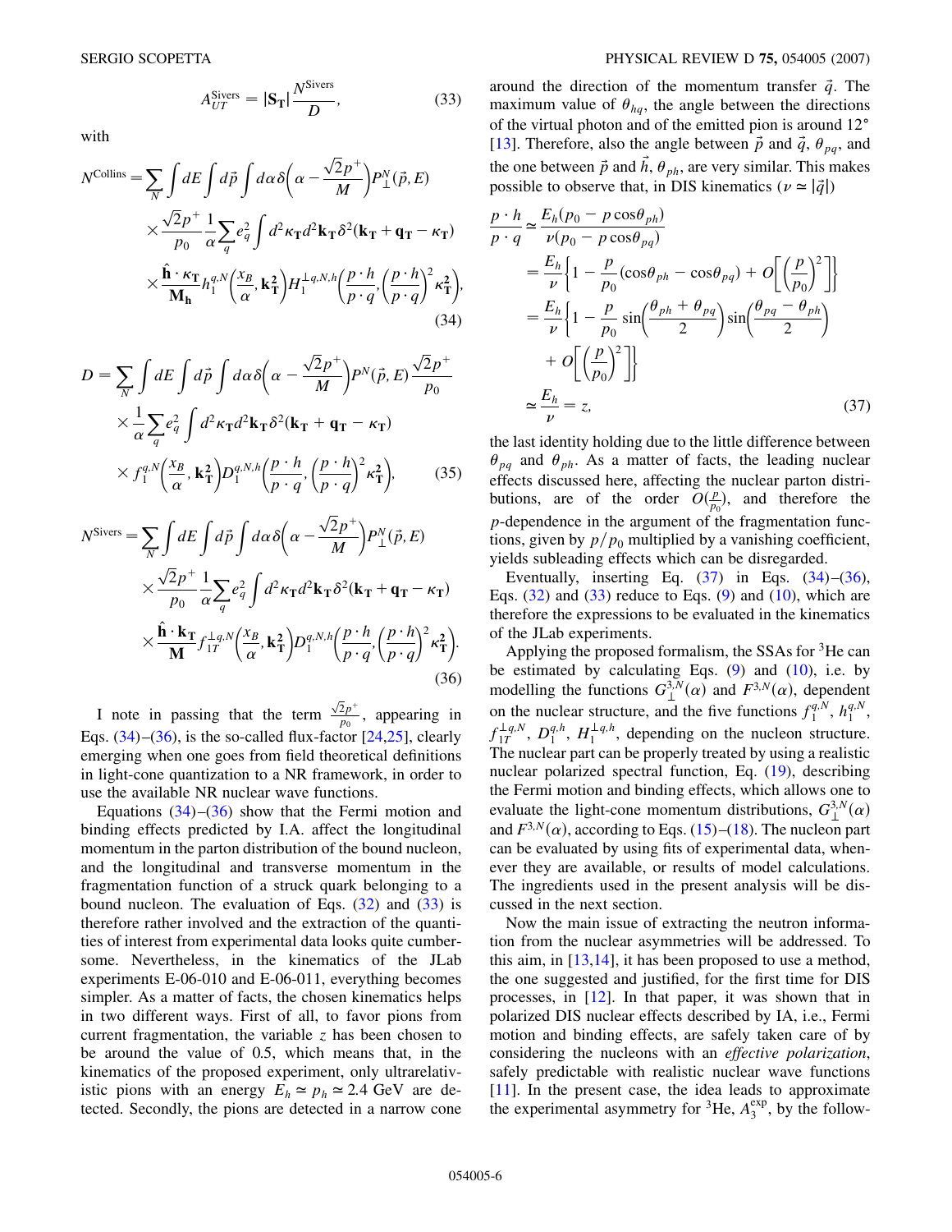$$A_{UT}^{\text{Sivers}} = |\mathbf{S_T}| \frac{N^{\text{Sivers}}}{D}, \tag{33}$$

with

$$N^{\text{Collins}} = \sum_N \int dE \int d\vec{p} \int d\alpha \delta\left(\alpha - \frac{\sqrt{2}p^+}{M}\right) P_\perp^N(\vec{p}, E) \times \frac{\sqrt{2}p^+}{p_0} \frac{1}{\alpha} \sum_q e_q^2 \int d^2\kappa_{\mathbf{T}} d^2\mathbf{k_T} \delta^2(\mathbf{k_T} + \mathbf{q_T} - \kappa_{\mathbf{T}}) \times \frac{\hat{\mathbf{h}} \cdot \kappa_{\mathbf{T}}}{\mathbf{M_h}} h_1^{q,N}\left(\frac{x_B}{\alpha}, \mathbf{k_T^2}\right) H_1^{\perp q,N,h}\left(\frac{p \cdot h}{p \cdot q}, \left(\frac{p \cdot h}{p \cdot q}\right)^2 \kappa_{\mathbf{T}}^2\right), \tag{34}$$

$$D = \sum_N \int dE \int d\vec{p} \int d\alpha \delta\left(\alpha - \frac{\sqrt{2}p^+}{M}\right) P^N(\vec{p}, E) \frac{\sqrt{2}p^+}{p_0} \times \frac{1}{\alpha} \sum_q e_q^2 \int d^2\kappa_{\mathbf{T}} d^2\mathbf{k_T} \delta^2(\mathbf{k_T} + \mathbf{q_T} - \kappa_{\mathbf{T}}) \times f_1^{q,N}\left(\frac{x_B}{\alpha}, \mathbf{k_T^2}\right) D_1^{q,N,h}\left(\frac{p \cdot h}{p \cdot q}, \left(\frac{p \cdot h}{p \cdot q}\right)^2 \kappa_{\mathbf{T}}^2\right), \tag{35}$$

$$N^{\text{Sivers}} = \sum_N \int dE \int d\vec{p} \int d\alpha \delta\left(\alpha - \frac{\sqrt{2}p^+}{M}\right) P_\perp^N(\vec{p}, E) \times \frac{\sqrt{2}p^+}{p_0} \frac{1}{\alpha} \sum_q e_q^2 \int d^2\kappa_{\mathbf{T}} d^2\mathbf{k_T} \delta^2(\mathbf{k_T} + \mathbf{q_T} - \kappa_{\mathbf{T}}) \times \frac{\hat{\mathbf{h}} \cdot \mathbf{k_T}}{\mathbf{M}} f_{1T}^{\perp q,N}\left(\frac{x_B}{\alpha}, \mathbf{k_T^2}\right) D_1^{q,N,h}\left(\frac{p \cdot h}{p \cdot q}, \left(\frac{p \cdot h}{p \cdot q}\right)^2 \kappa_{\mathbf{T}}^2\right). \tag{36}$$

I note in passing that the term $\frac{\sqrt{2}p^+}{p_0}$, appearing in Eqs. (34)–(36), is the so-called flux-factor [24,25], clearly emerging when one goes from field theoretical definitions in light-cone quantization to a NR framework, in order to use the available NR nuclear wave functions.

Equations (34)–(36) show that the Fermi motion and binding effects predicted by I.A. affect the longitudinal momentum in the parton distribution of the bound nucleon, and the longitudinal and transverse momentum in the fragmentation function of a struck quark belonging to a bound nucleon. The evaluation of Eqs. (32) and (33) is therefore rather involved and the extraction of the quantities of interest from experimental data looks quite cumbersome. Nevertheless, in the kinematics of the JLab experiments E-06-010 and E-06-011, everything becomes simpler. As a matter of facts, the chosen kinematics helps in two different ways. First of all, to favor pions from current fragmentation, the variable $z$ has been chosen to be around the value of 0.5, which means that, in the kinematics of the proposed experiment, only ultrarelativistic pions with an energy $E_h \simeq p_h \simeq 2.4$ GeV are detected. Secondly, the pions are detected in a narrow cone around the direction of the momentum transfer $\vec{q}$. The maximum value of $\theta_{hq}$, the angle between the directions of the virtual photon and of the emitted pion is around 12° [13]. Therefore, also the angle between $\vec{p}$ and $\vec{q}$, $\theta_{pq}$, and the one between $\vec{p}$ and $\vec{h}$, $\theta_{ph}$, are very similar. This makes possible to observe that, in DIS kinematics ($\nu \simeq |\vec{q}|$)

$$\begin{aligned}
\frac{p \cdot h}{p \cdot q} &\simeq \frac{E_h(p_0 - p\cos\theta_{ph})}{\nu(p_0 - p\cos\theta_{pq})} \\
&= \frac{E_h}{\nu}\left\{1 - \frac{p}{p_0}(\cos\theta_{ph} - \cos\theta_{pq}) + O\left[\left(\frac{p}{p_0}\right)^2\right]\right\} \\
&= \frac{E_h}{\nu}\left\{1 - \frac{p}{p_0}\sin\left(\frac{\theta_{ph} + \theta_{pq}}{2}\right)\sin\left(\frac{\theta_{pq} - \theta_{ph}}{2}\right) + O\left[\left(\frac{p}{p_0}\right)^2\right]\right\} \\
&\simeq \frac{E_h}{\nu} = z,
\end{aligned} \tag{37}$$

the last identity holding due to the little difference between $\theta_{pq}$ and $\theta_{ph}$. As a matter of facts, the leading nuclear effects discussed here, affecting the nuclear parton distributions, are of the order $O(\frac{p}{p_0})$, and therefore the $p$-dependence in the argument of the fragmentation functions, given by $p/p_0$ multiplied by a vanishing coefficient, yields subleading effects which can be disregarded.

Eventually, inserting Eq. (37) in Eqs. (34)–(36), Eqs. (32) and (33) reduce to Eqs. (9) and (10), which are therefore the expressions to be evaluated in the kinematics of the JLab experiments.

Applying the proposed formalism, the SSAs for $^3$He can be estimated by calculating Eqs. (9) and (10), i.e. by modelling the functions $G_\perp^{3,N}(\alpha)$ and $F^{3,N}(\alpha)$, dependent on the nuclear structure, and the five functions $f_1^{q,N}$, $h_1^{q,N}$, $f_{1T}^{\perp q,N}$, $D_1^{q,h}$, $H_1^{\perp q,h}$, depending on the nucleon structure. The nuclear part can be properly treated by using a realistic nuclear polarized spectral function, Eq. (19), describing the Fermi motion and binding effects, which allows one to evaluate the light-cone momentum distributions, $G_\perp^{3,N}(\alpha)$ and $F^{3,N}(\alpha)$, according to Eqs. (15)–(18). The nucleon part can be evaluated by using fits of experimental data, whenever they are available, or results of model calculations. The ingredients used in the present analysis will be discussed in the next section.

Now the main issue of extracting the neutron information from the nuclear asymmetries will be addressed. To this aim, in [13,14], it has been proposed to use a method, the one suggested and justified, for the first time for DIS processes, in [12]. In that paper, it was shown that in polarized DIS nuclear effects described by I.A., i.e., Fermi motion and binding effects, are safely taken care of by considering the nucleons with an *effective polarization*, safely predictable with realistic nuclear wave functions [11]. In the present case, the idea leads to approximate the experimental asymmetry for $^3$He, $A_3^{\text{exp}}$, by the follow-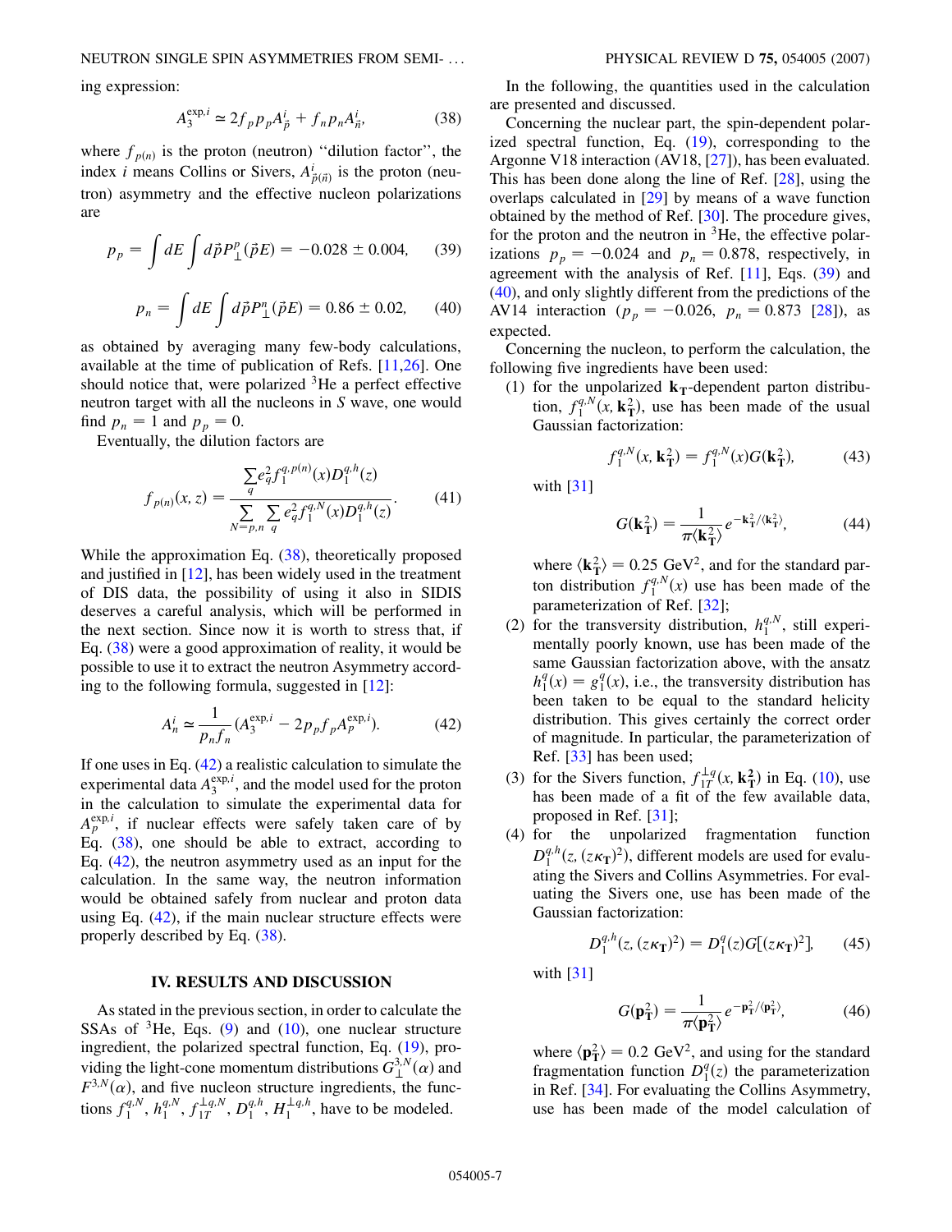ing expression:

$$A_3^{\exp,i} \simeq 2f_p p_p A_{\vec{p}}^i + f_n p_n A_{\vec{n}}^i, \tag{38}$$

where $f_{p(n)}$ is the proton (neutron) "dilution factor", the index $i$ means Collins or Sivers, $A_{\vec{p}(\vec{n})}^i$ is the proton (neutron) asymmetry and the effective nucleon polarizations are

$$p_p = \int dE \int d\vec{p} P_{\perp}^p(\vec{p}E) = -0.028 \pm 0.004, \tag{39}$$

$$p_n = \int dE \int d\vec{p} P_{\perp}^n(\vec{p}E) = 0.86 \pm 0.02, \tag{40}$$

as obtained by averaging many few-body calculations, available at the time of publication of Refs. [11,26]. One should notice that, were polarized $^3$He a perfect effective neutron target with all the nucleons in $S$ wave, one would find $p_n = 1$ and $p_p = 0$.

Eventually, the dilution factors are

$$f_{p(n)}(x, z) = \frac{\sum_q e_q^2 f_1^{q,p(n)}(x) D_1^{q,h}(z)}{\sum_{N=p,n} \sum_q e_q^2 f_1^{q,N}(x) D_1^{q,h}(z)}. \tag{41}$$

While the approximation Eq. (38), theoretically proposed and justified in [12], has been widely used in the treatment of DIS data, the possibility of using it also in SIDIS deserves a careful analysis, which will be performed in the next section. Since now it is worth to stress that, if Eq. (38) were a good approximation of reality, it would be possible to use it to extract the neutron Asymmetry according to the following formula, suggested in [12]:

$$A_n^i \simeq \frac{1}{p_n f_n}(A_3^{\exp,i} - 2p_p f_p A_p^{\exp,i}). \tag{42}$$

If one uses in Eq. (42) a realistic calculation to simulate the experimental data $A_3^{\exp,i}$, and the model used for the proton in the calculation to simulate the experimental data for $A_p^{\exp,i}$, if nuclear effects were safely taken care of by Eq. (38), one should be able to extract, according to Eq. (42), the neutron asymmetry used as an input for the calculation. In the same way, the neutron information would be obtained safely from nuclear and proton data using Eq. (42), if the main nuclear structure effects were properly described by Eq. (38).

## IV. RESULTS AND DISCUSSION

As stated in the previous section, in order to calculate the SSAs of $^3$He, Eqs. (9) and (10), one nuclear structure ingredient, the polarized spectral function, Eq. (19), providing the light-cone momentum distributions $G_{\perp}^{3,N}(\alpha)$ and $F^{3,N}(\alpha)$, and five nucleon structure ingredients, the functions $f_1^{q,N}$, $h_1^{q,N}$, $f_{1T}^{\perp q,N}$, $D_1^{q,h}$, $H_1^{\perp q,h}$, have to be modeled.

In the following, the quantities used in the calculation are presented and discussed.

Concerning the nuclear part, the spin-dependent polarized spectral function, Eq. (19), corresponding to the Argonne V18 interaction (AV18, [27]), has been evaluated. This has been done along the line of Ref. [28], using the overlaps calculated in [29] by means of a wave function obtained by the method of Ref. [30]. The procedure gives, for the proton and the neutron in $^3$He, the effective polarizations $p_p = -0.024$ and $p_n = 0.878$, respectively, in agreement with the analysis of Ref. [11], Eqs. (39) and (40), and only slightly different from the predictions of the AV14 interaction ($p_p = -0.026$, $p_n = 0.873$ [28]), as expected.

Concerning the nucleon, to perform the calculation, the following five ingredients have been used:

(1) for the unpolarized $\mathbf{k}_T$-dependent parton distribution, $f_1^{q,N}(x, \mathbf{k}_T^2)$, use has been made of the usual Gaussian factorization:

$$f_1^{q,N}(x, \mathbf{k}_T^2) = f_1^{q,N}(x) G(\mathbf{k}_T^2), \tag{43}$$

with [31]

$$G(\mathbf{k}_T^2) = \frac{1}{\pi \langle \mathbf{k}_T^2 \rangle} e^{-\mathbf{k}_T^2/\langle \mathbf{k}_T^2 \rangle}, \tag{44}$$

where $\langle \mathbf{k}_T^2 \rangle = 0.25$ GeV$^2$, and for the standard parton distribution $f_1^{q,N}(x)$ use has been made of the parameterization of Ref. [32];

(2) for the transversity distribution, $h_1^{q,N}$, still experimentally poorly known, use has been made of the same Gaussian factorization above, with the ansatz $h_1^q(x) = g_1^q(x)$, i.e., the transversity distribution has been taken to be equal to the standard helicity distribution. This gives certainly the correct order of magnitude. In particular, the parameterization of Ref. [33] has been used;

(3) for the Sivers function, $f_{1T}^{\perp q}(x, \mathbf{k_T^2})$ in Eq. (10), use has been made of a fit of the few available data, proposed in Ref. [31];

(4) for the unpolarized fragmentation function $D_1^{q,h}(z, (z\kappa_T)^2)$, different models are used for evaluating the Sivers and Collins Asymmetries. For evaluating the Sivers one, use has been made of the Gaussian factorization:

$$D_1^{q,h}(z, (z\kappa_T)^2) = D_1^q(z) G[(z\kappa_T)^2], \tag{45}$$

with [31]

$$G(\mathbf{p}_T^2) = \frac{1}{\pi \langle \mathbf{p}_T^2 \rangle} e^{-\mathbf{p}_T^2/\langle \mathbf{p}_T^2 \rangle}, \tag{46}$$

where $\langle \mathbf{p}_T^2 \rangle = 0.2$ GeV$^2$, and using for the standard fragmentation function $D_1^q(z)$ the parameterization in Ref. [34]. For evaluating the Collins Asymmetry, use has been made of the model calculation of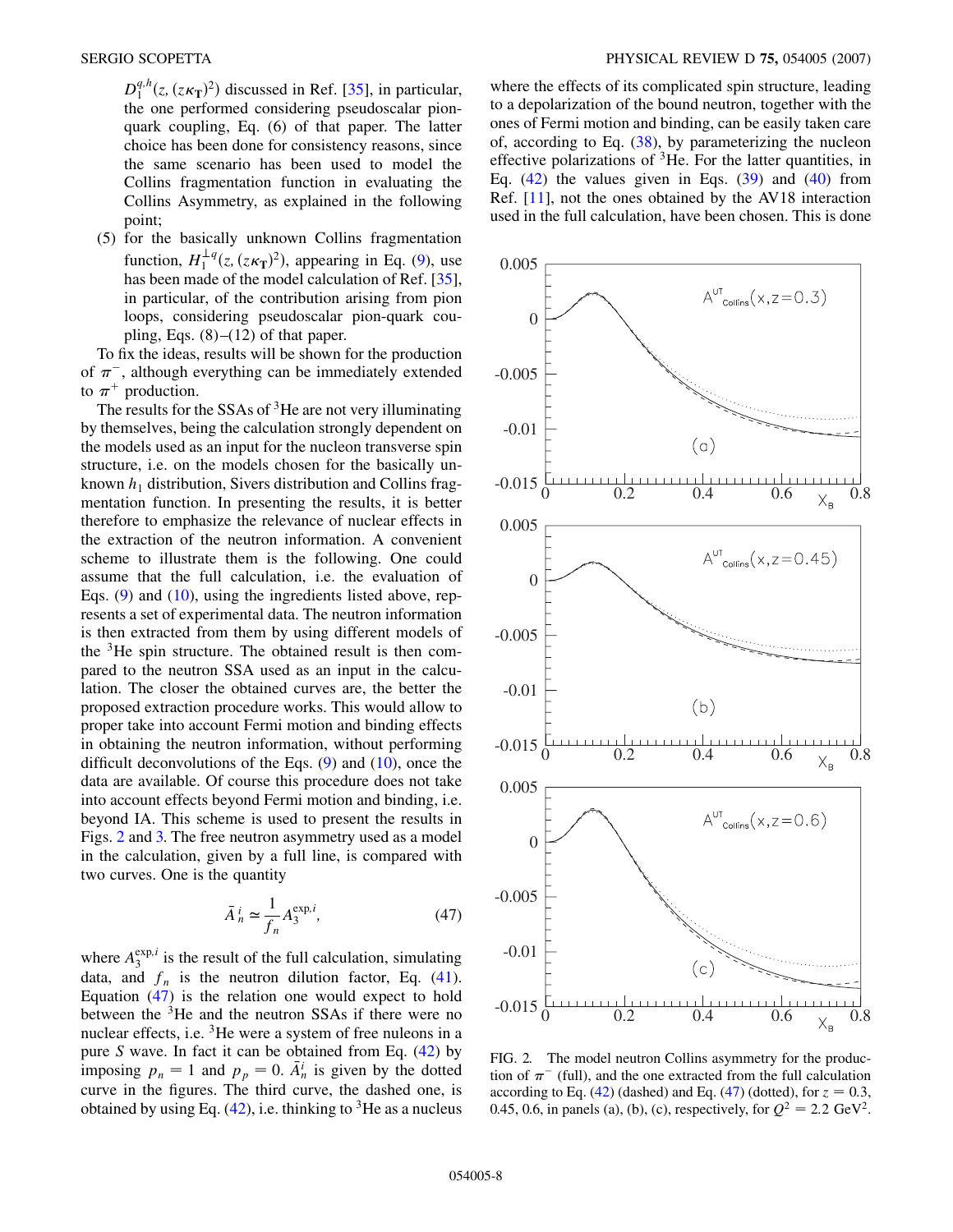$D_1^{q,h}(z, (z\kappa_{\mathbf{T}})^2)$ discussed in Ref. [35], in particular, the one performed considering pseudoscalar pion-quark coupling, Eq. (6) of that paper. The latter choice has been done for consistency reasons, since the same scenario has been used to model the Collins fragmentation function in evaluating the Collins Asymmetry, as explained in the following point;

(5) for the basically unknown Collins fragmentation function, $H_1^{\perp q}(z, (z\kappa_{\mathbf{T}})^2)$, appearing in Eq. (9), use has been made of the model calculation of Ref. [35], in particular, of the contribution arising from pion loops, considering pseudoscalar pion-quark coupling, Eqs. (8)–(12) of that paper.

To fix the ideas, results will be shown for the production of $\pi^-$, although everything can be immediately extended to $\pi^+$ production.

The results for the SSAs of $^3$He are not very illuminating by themselves, being the calculation strongly dependent on the models used as an input for the nucleon transverse spin structure, i.e. on the models chosen for the basically unknown $h_1$ distribution, Sivers distribution and Collins fragmentation function. In presenting the results, it is better therefore to emphasize the relevance of nuclear effects in the extraction of the neutron information. A convenient scheme to illustrate them is the following. One could assume that the full calculation, i.e. the evaluation of Eqs. (9) and (10), using the ingredients listed above, represents a set of experimental data. The neutron information is then extracted from them by using different models of the $^3$He spin structure. The obtained result is then compared to the neutron SSA used as an input in the calculation. The closer the obtained curves are, the better the proposed extraction procedure works. This would allow to proper take into account Fermi motion and binding effects in obtaining the neutron information, without performing difficult deconvolutions of the Eqs. (9) and (10), once the data are available. Of course this procedure does not take into account effects beyond Fermi motion and binding, i.e. beyond IA. This scheme is used to present the results in Figs. 2 and 3. The free neutron asymmetry used as a model in the calculation, given by a full line, is compared with two curves. One is the quantity

$$\bar{A}_n^i \simeq \frac{1}{f_n} A_3^{\exp,i}, \tag{47}$$

where $A_3^{\exp,i}$ is the result of the full calculation, simulating data, and $f_n$ is the neutron dilution factor, Eq. (41). Equation (47) is the relation one would expect to hold between the $^3$He and the neutron SSAs if there were no nuclear effects, i.e. $^3$He were a system of free nuleons in a pure $S$ wave. In fact it can be obtained from Eq. (42) by imposing $p_n = 1$ and $p_p = 0$. $\bar{A}_n^i$ is given by the dotted curve in the figures. The third curve, the dashed one, is obtained by using Eq. (42), i.e. thinking to $^3$He as a nucleus where the effects of its complicated spin structure, leading to a depolarization of the bound neutron, together with the ones of Fermi motion and binding, can be easily taken care of, according to Eq. (38), by parameterizing the nucleon effective polarizations of $^3$He. For the latter quantities, in Eq. (42) the values given in Eqs. (39) and (40) from Ref. [11], not the ones obtained by the AV18 interaction used in the full calculation, have been chosen. This is done

FIG. 2. The model neutron Collins asymmetry for the production of $\pi^-$ (full), and the one extracted from the full calculation according to Eq. (42) (dashed) and Eq. (47) (dotted), for $z = 0.3$, 0.45, 0.6, in panels (a), (b), (c), respectively, for $Q^2 = 2.2$ GeV$^2$.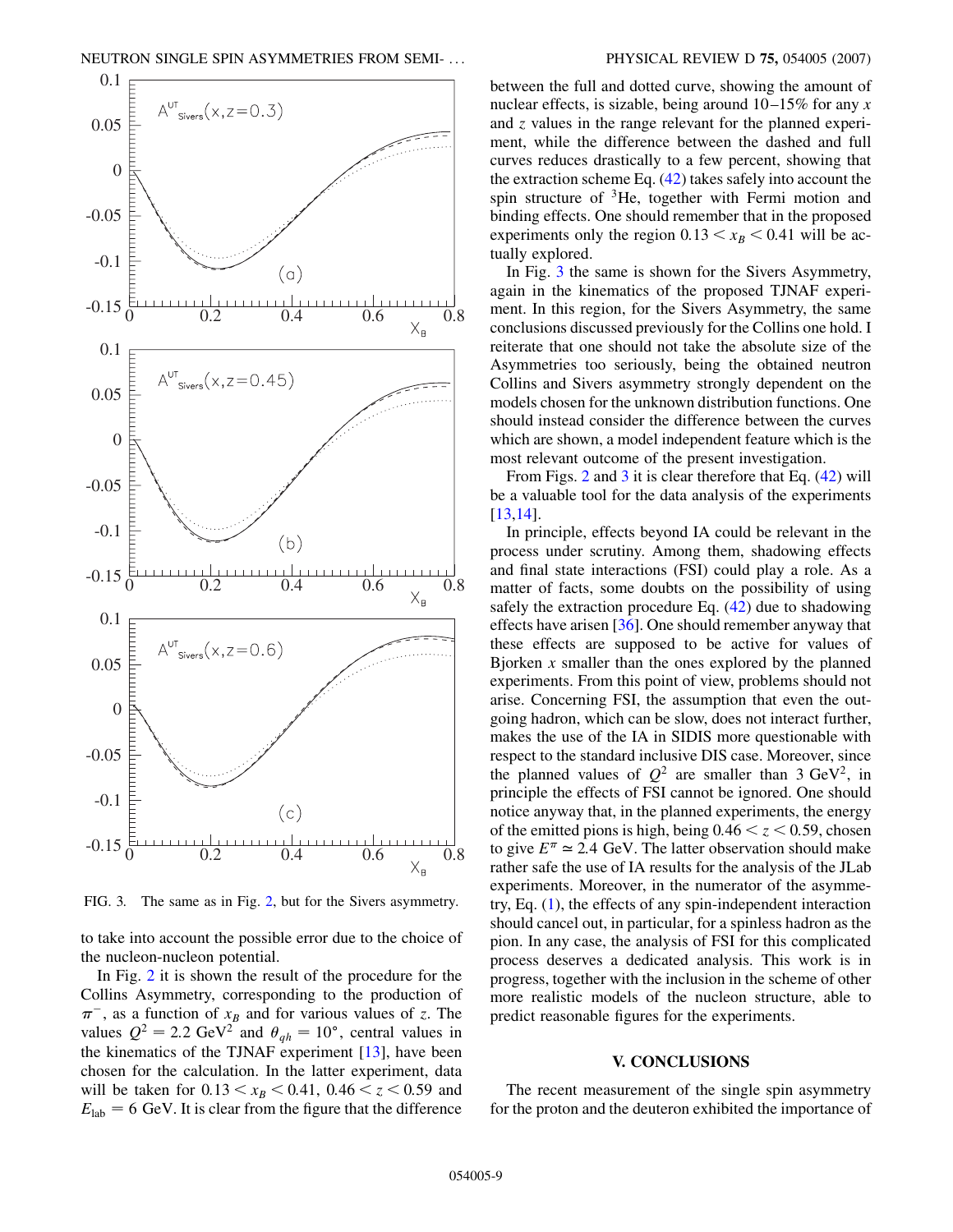FIG. 3. The same as in Fig. 2, but for the Sivers asymmetry.

to take into account the possible error due to the choice of the nucleon-nucleon potential.

In Fig. 2 it is shown the result of the procedure for the Collins Asymmetry, corresponding to the production of $\pi^-$, as a function of $x_B$ and for various values of $z$. The values $Q^2 = 2.2$ GeV$^2$ and $\theta_{qh} = 10°$, central values in the kinematics of the TJNAF experiment [13], have been chosen for the calculation. In the latter experiment, data will be taken for $0.13 < x_B < 0.41$, $0.46 < z < 0.59$ and $E_{\rm lab} = 6$ GeV. It is clear from the figure that the difference between the full and dotted curve, showing the amount of nuclear effects, is sizable, being around 10–15% for any $x$ and $z$ values in the range relevant for the planned experiment, while the difference between the dashed and full curves reduces drastically to a few percent, showing that the extraction scheme Eq. (42) takes safely into account the spin structure of $^3$He, together with Fermi motion and binding effects. One should remember that in the proposed experiments only the region $0.13 < x_B < 0.41$ will be actually explored.

In Fig. 3 the same is shown for the Sivers Asymmetry, again in the kinematics of the proposed TJNAF experiment. In this region, for the Sivers Asymmetry, the same conclusions discussed previously for the Collins one hold. I reiterate that one should not take the absolute size of the Asymmetries too seriously, being the obtained neutron Collins and Sivers asymmetry strongly dependent on the models chosen for the unknown distribution functions. One should instead consider the difference between the curves which are shown, a model independent feature which is the most relevant outcome of the present investigation.

From Figs. 2 and 3 it is clear therefore that Eq. (42) will be a valuable tool for the data analysis of the experiments [13,14].

In principle, effects beyond IA could be relevant in the process under scrutiny. Among them, shadowing effects and final state interactions (FSI) could play a role. As a matter of facts, some doubts on the possibility of using safely the extraction procedure Eq. (42) due to shadowing effects have arisen [36]. One should remember anyway that these effects are supposed to be active for values of Bjorken $x$ smaller than the ones explored by the planned experiments. From this point of view, problems should not arise. Concerning FSI, the assumption that even the outgoing hadron, which can be slow, does not interact further, makes the use of the IA in SIDIS more questionable with respect to the standard inclusive DIS case. Moreover, since the planned values of $Q^2$ are smaller than 3 GeV$^2$, in principle the effects of FSI cannot be ignored. One should notice anyway that, in the planned experiments, the energy of the emitted pions is high, being $0.46 < z < 0.59$, chosen to give $E^\pi \simeq 2.4$ GeV. The latter observation should make rather safe the use of IA results for the analysis of the JLab experiments. Moreover, in the numerator of the asymmetry, Eq. (1), the effects of any spin-independent interaction should cancel out, in particular, for a spinless hadron as the pion. In any case, the analysis of FSI for this complicated process deserves a dedicated analysis. This work is in progress, together with the inclusion in the scheme of other more realistic models of the nucleon structure, able to predict reasonable figures for the experiments.

## V. CONCLUSIONS

The recent measurement of the single spin asymmetry for the proton and the deuteron exhibited the importance of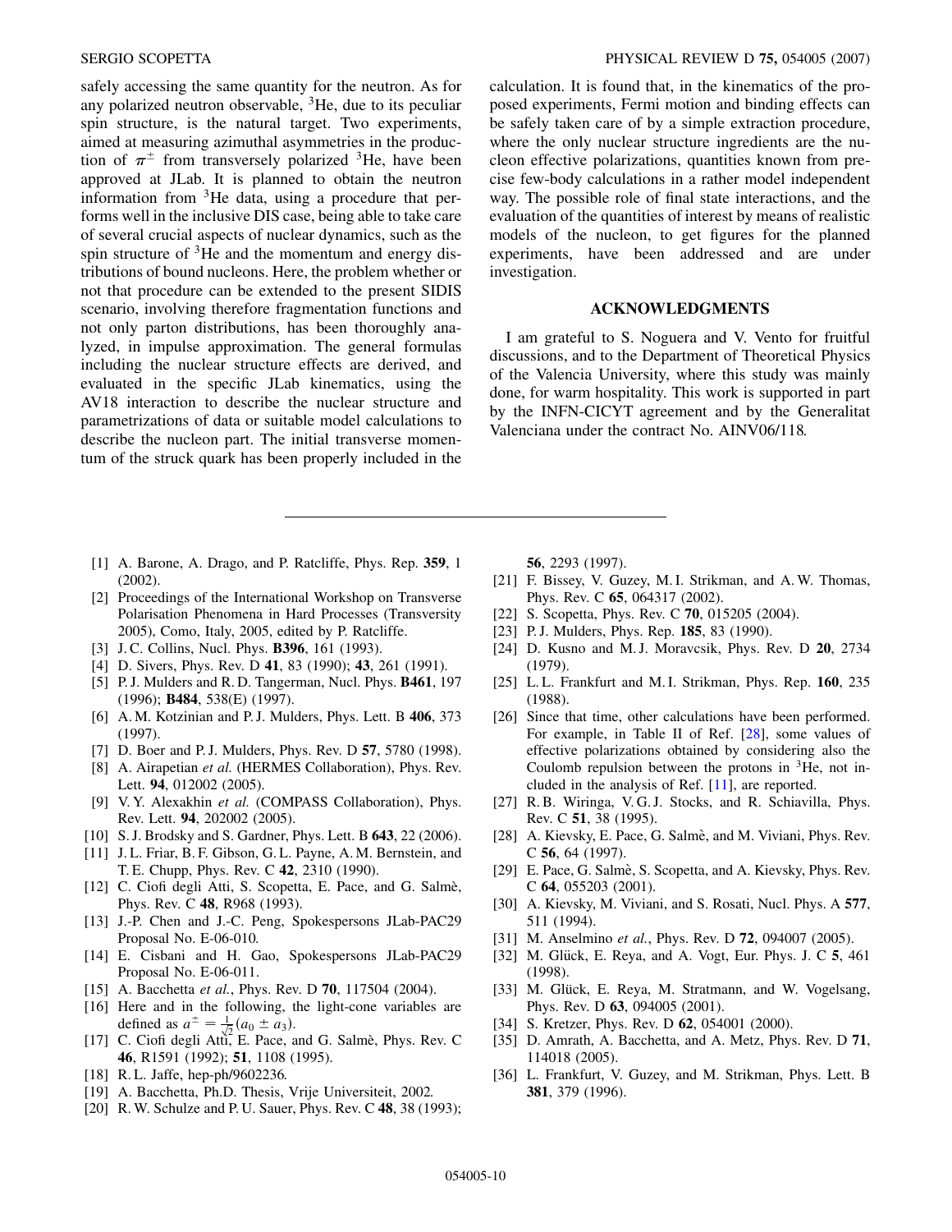safely accessing the same quantity for the neutron. As for any polarized neutron observable, $^3$He, due to its peculiar spin structure, is the natural target. Two experiments, aimed at measuring azimuthal asymmetries in the production of $\pi^\pm$ from transversely polarized $^3$He, have been approved at JLab. It is planned to obtain the neutron information from $^3$He data, using a procedure that performs well in the inclusive DIS case, being able to take care of several crucial aspects of nuclear dynamics, such as the spin structure of $^3$He and the momentum and energy distributions of bound nucleons. Here, the problem whether or not that procedure can be extended to the present SIDIS scenario, involving therefore fragmentation functions and not only parton distributions, has been thoroughly analyzed, in impulse approximation. The general formulas including the nuclear structure effects are derived, and evaluated in the specific JLab kinematics, using the AV18 interaction to describe the nuclear structure and parametrizations of data or suitable model calculations to describe the nucleon part. The initial transverse momentum of the struck quark has been properly included in the calculation. It is found that, in the kinematics of the proposed experiments, Fermi motion and binding effects can be safely taken care of by a simple extraction procedure, where the only nuclear structure ingredients are the nucleon effective polarizations, quantities known from precise few-body calculations in a rather model independent way. The possible role of final state interactions, and the evaluation of the quantities of interest by means of realistic models of the nucleon, to get figures for the planned experiments, have been addressed and are under investigation.

## ACKNOWLEDGMENTS

I am grateful to S. Noguera and V. Vento for fruitful discussions, and to the Department of Theoretical Physics of the Valencia University, where this study was mainly done, for warm hospitality. This work is supported in part by the INFN-CICYT agreement and by the Generalitat Valenciana under the contract No. AINV06/118.

---

[1] A. Barone, A. Drago, and P. Ratcliffe, Phys. Rep. **359**, 1 (2002).

[2] Proceedings of the International Workshop on Transverse Polarisation Phenomena in Hard Processes (Transversity 2005), Como, Italy, 2005, edited by P. Ratcliffe.

[3] J. C. Collins, Nucl. Phys. **B396**, 161 (1993).

[4] D. Sivers, Phys. Rev. D **41**, 83 (1990); **43**, 261 (1991).

[5] P. J. Mulders and R. D. Tangerman, Nucl. Phys. **B461**, 197 (1996); **B484**, 538(E) (1997).

[6] A. M. Kotzinian and P. J. Mulders, Phys. Lett. B **406**, 373 (1997).

[7] D. Boer and P. J. Mulders, Phys. Rev. D **57**, 5780 (1998).

[8] A. Airapetian *et al.* (HERMES Collaboration), Phys. Rev. Lett. **94**, 012002 (2005).

[9] V. Y. Alexakhin *et al.* (COMPASS Collaboration), Phys. Rev. Lett. **94**, 202002 (2005).

[10] S. J. Brodsky and S. Gardner, Phys. Lett. B **643**, 22 (2006).

[11] J. L. Friar, B. F. Gibson, G. L. Payne, A. M. Bernstein, and T. E. Chupp, Phys. Rev. C **42**, 2310 (1990).

[12] C. Ciofi degli Atti, S. Scopetta, E. Pace, and G. Salmè, Phys. Rev. C **48**, R968 (1993).

[13] J.-P. Chen and J.-C. Peng, Spokespersons JLab-PAC29 Proposal No. E-06-010.

[14] E. Cisbani and H. Gao, Spokespersons JLab-PAC29 Proposal No. E-06-011.

[15] A. Bacchetta *et al.*, Phys. Rev. D **70**, 117504 (2004).

[16] Here and in the following, the light-cone variables are defined as $a^\pm = \frac{1}{\sqrt{2}}(a_0 \pm a_3)$.

[17] C. Ciofi degli Atti, E. Pace, and G. Salmè, Phys. Rev. C **46**, R1591 (1992); **51**, 1108 (1995).

[18] R. L. Jaffe, hep-ph/9602236.

[19] A. Bacchetta, Ph.D. Thesis, Vrije Universiteit, 2002.

[20] R. W. Schulze and P. U. Sauer, Phys. Rev. C **48**, 38 (1993); **56**, 2293 (1997).

[21] F. Bissey, V. Guzey, M. I. Strikman, and A. W. Thomas, Phys. Rev. C **65**, 064317 (2002).

[22] S. Scopetta, Phys. Rev. C **70**, 015205 (2004).

[23] P. J. Mulders, Phys. Rep. **185**, 83 (1990).

[24] D. Kusno and M. J. Moravcsik, Phys. Rev. D **20**, 2734 (1979).

[25] L. L. Frankfurt and M. I. Strikman, Phys. Rep. **160**, 235 (1988).

[26] Since that time, other calculations have been performed. For example, in Table II of Ref. [28], some values of effective polarizations obtained by considering also the Coulomb repulsion between the protons in $^3$He, not included in the analysis of Ref. [11], are reported.

[27] R. B. Wiringa, V. G. J. Stocks, and R. Schiavilla, Phys. Rev. C **51**, 38 (1995).

[28] A. Kievsky, E. Pace, G. Salmè, and M. Viviani, Phys. Rev. C **56**, 64 (1997).

[29] E. Pace, G. Salmè, S. Scopetta, and A. Kievsky, Phys. Rev. C **64**, 055203 (2001).

[30] A. Kievsky, M. Viviani, and S. Rosati, Nucl. Phys. A **577**, 511 (1994).

[31] M. Anselmino *et al.*, Phys. Rev. D **72**, 094007 (2005).

[32] M. Glück, E. Reya, and A. Vogt, Eur. Phys. J. C **5**, 461 (1998).

[33] M. Glück, E. Reya, M. Stratmann, and W. Vogelsang, Phys. Rev. D **63**, 094005 (2001).

[34] S. Kretzer, Phys. Rev. D **62**, 054001 (2000).

[35] D. Amrath, A. Bacchetta, and A. Metz, Phys. Rev. D **71**, 114018 (2005).

[36] L. Frankfurt, V. Guzey, and M. Strikman, Phys. Lett. B **381**, 379 (1996).